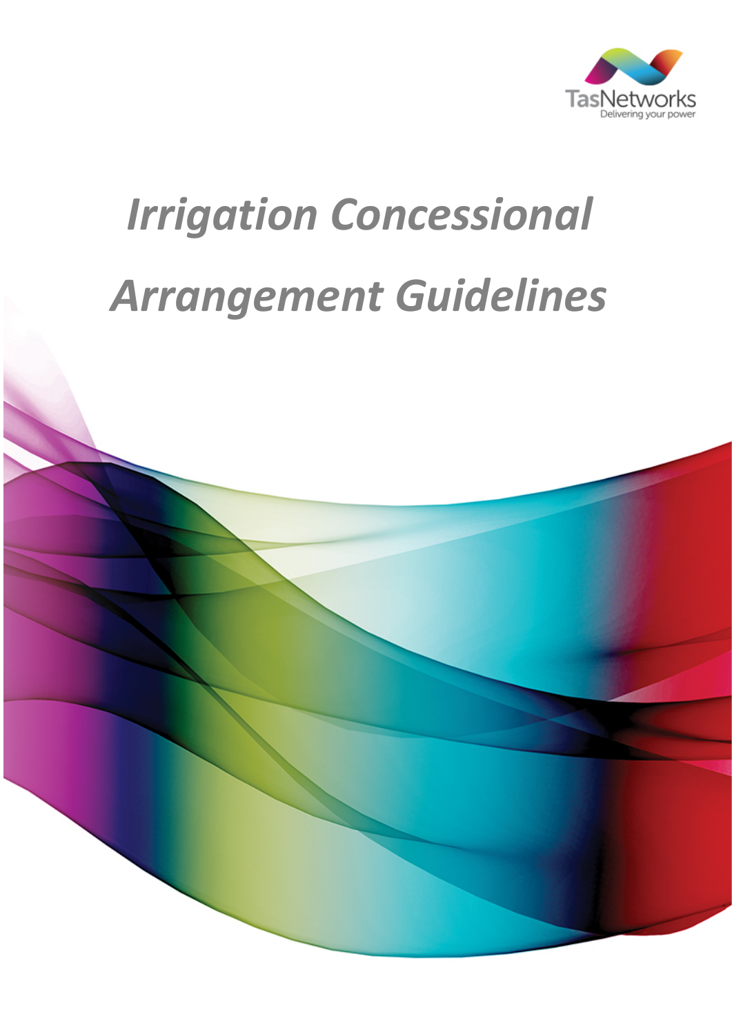TasNetworks

Delivering your power

# *Irrigation Concessional Arrangement Guidelines*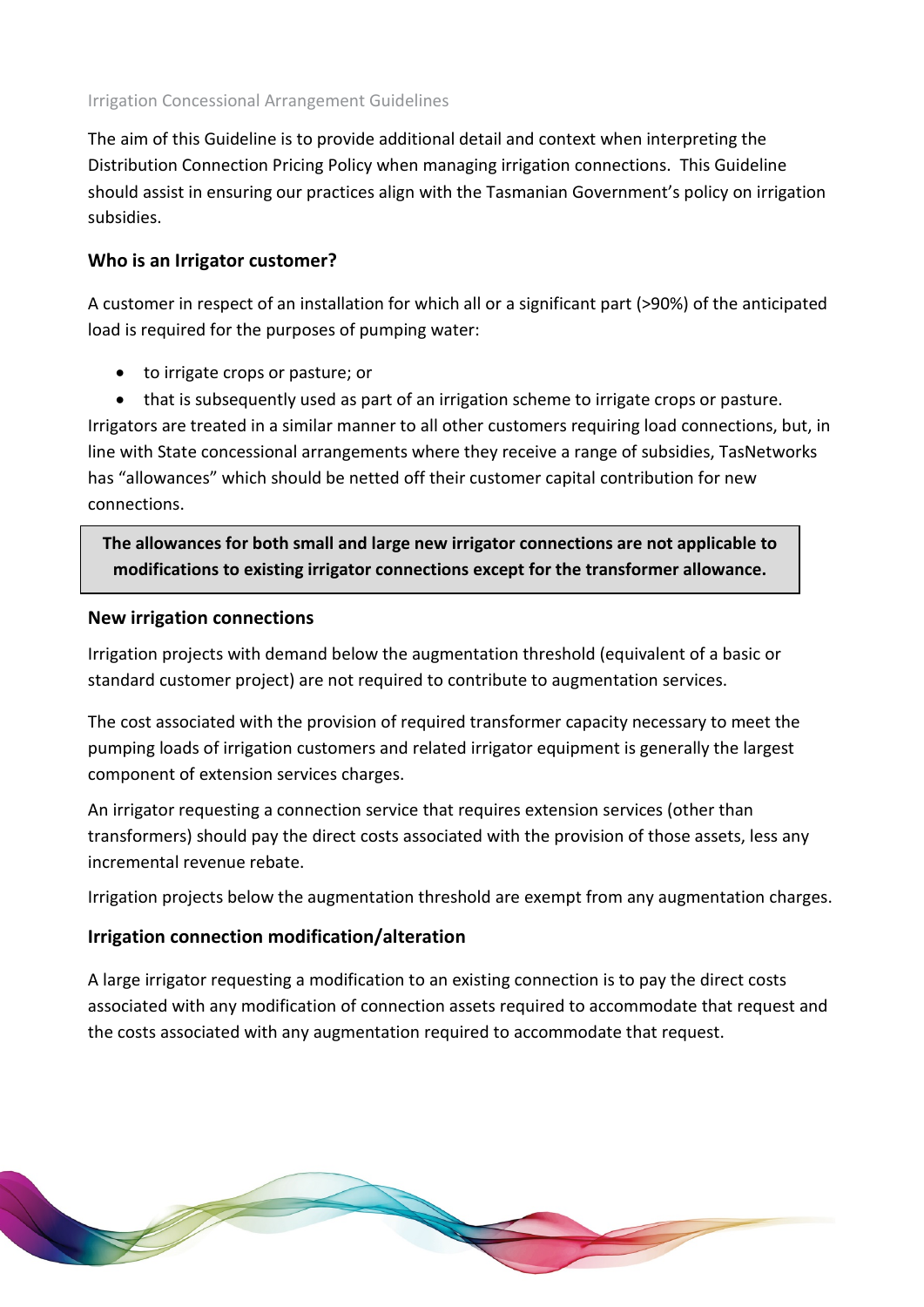The aim of this Guideline is to provide additional detail and context when interpreting the Distribution Connection Pricing Policy when managing irrigation connections. This Guideline should assist in ensuring our practices align with the Tasmanian Government's policy on irrigation subsidies.

## Who is an Irrigator customer?

A customer in respect of an installation for which all or a significant part (>90%) of the anticipated load is required for the purposes of pumping water:

- to irrigate crops or pasture; or
- that is subsequently used as part of an irrigation scheme to irrigate crops or pasture.

Irrigators are treated in a similar manner to all other customers requiring load connections, but, in line with State concessional arrangements where they receive a range of subsidies, TasNetworks has "allowances" which should be netted off their customer capital contribution for new connections.

**The allowances for both small and large new irrigator connections are not applicable to modifications to existing irrigator connections except for the transformer allowance.**

## New irrigation connections

Irrigation projects with demand below the augmentation threshold (equivalent of a basic or standard customer project) are not required to contribute to augmentation services.

The cost associated with the provision of required transformer capacity necessary to meet the pumping loads of irrigation customers and related irrigator equipment is generally the largest component of extension services charges.

An irrigator requesting a connection service that requires extension services (other than transformers) should pay the direct costs associated with the provision of those assets, less any incremental revenue rebate.

Irrigation projects below the augmentation threshold are exempt from any augmentation charges.

## Irrigation connection modification/alteration

A large irrigator requesting a modification to an existing connection is to pay the direct costs associated with any modification of connection assets required to accommodate that request and the costs associated with any augmentation required to accommodate that request.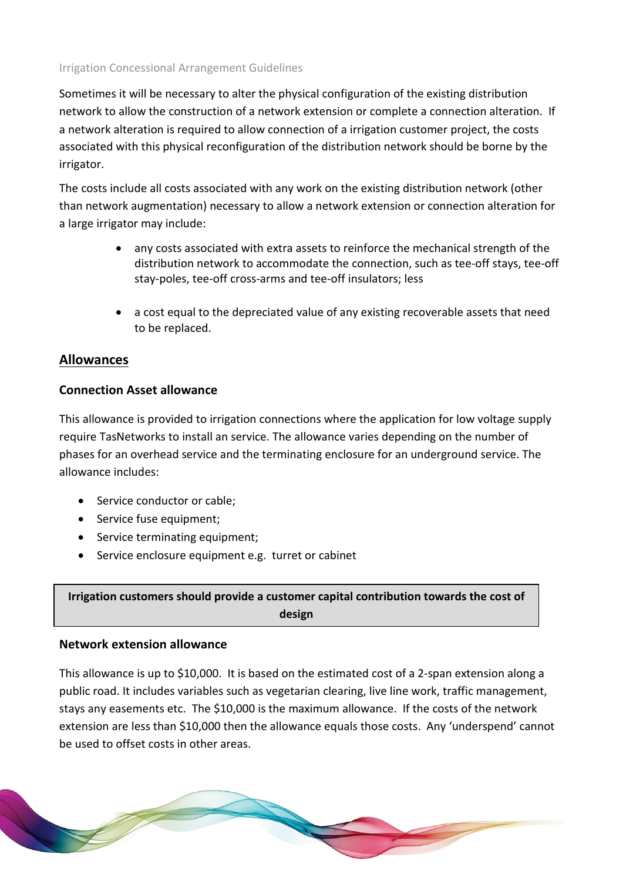Sometimes it will be necessary to alter the physical configuration of the existing distribution network to allow the construction of a network extension or complete a connection alteration. If a network alteration is required to allow connection of a irrigation customer project, the costs associated with this physical reconfiguration of the distribution network should be borne by the irrigator.

The costs include all costs associated with any work on the existing distribution network (other than network augmentation) necessary to allow a network extension or connection alteration for a large irrigator may include:

- any costs associated with extra assets to reinforce the mechanical strength of the distribution network to accommodate the connection, such as tee-off stays, tee-off stay-poles, tee-off cross-arms and tee-off insulators; less
- a cost equal to the depreciated value of any existing recoverable assets that need to be replaced.

## Allowances

### Connection Asset allowance

This allowance is provided to irrigation connections where the application for low voltage supply require TasNetworks to install an service. The allowance varies depending on the number of phases for an overhead service and the terminating enclosure for an underground service. The allowance includes:

- Service conductor or cable;
- Service fuse equipment;
- Service terminating equipment;
- Service enclosure equipment e.g. turret or cabinet

**Irrigation customers should provide a customer capital contribution towards the cost of design**

### Network extension allowance

This allowance is up to $10,000. It is based on the estimated cost of a 2-span extension along a public road. It includes variables such as vegetarian clearing, live line work, traffic management, stays any easements etc. The $10,000 is the maximum allowance. If the costs of the network extension are less than $10,000 then the allowance equals those costs. Any 'underspend' cannot be used to offset costs in other areas.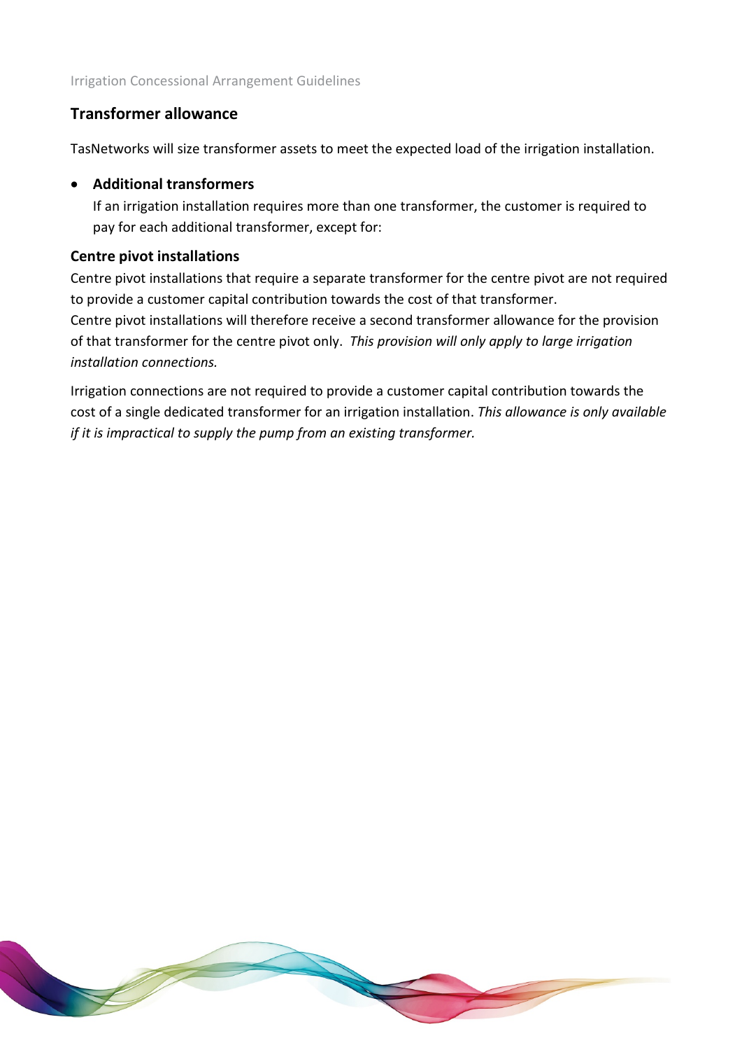## Transformer allowance

TasNetworks will size transformer assets to meet the expected load of the irrigation installation.

- **Additional transformers**

  If an irrigation installation requires more than one transformer, the customer is required to pay for each additional transformer, except for:

### Centre pivot installations

Centre pivot installations that require a separate transformer for the centre pivot are not required to provide a customer capital contribution towards the cost of that transformer.

Centre pivot installations will therefore receive a second transformer allowance for the provision of that transformer for the centre pivot only. *This provision will only apply to large irrigation installation connections.*

Irrigation connections are not required to provide a customer capital contribution towards the cost of a single dedicated transformer for an irrigation installation. *This allowance is only available if it is impractical to supply the pump from an existing transformer.*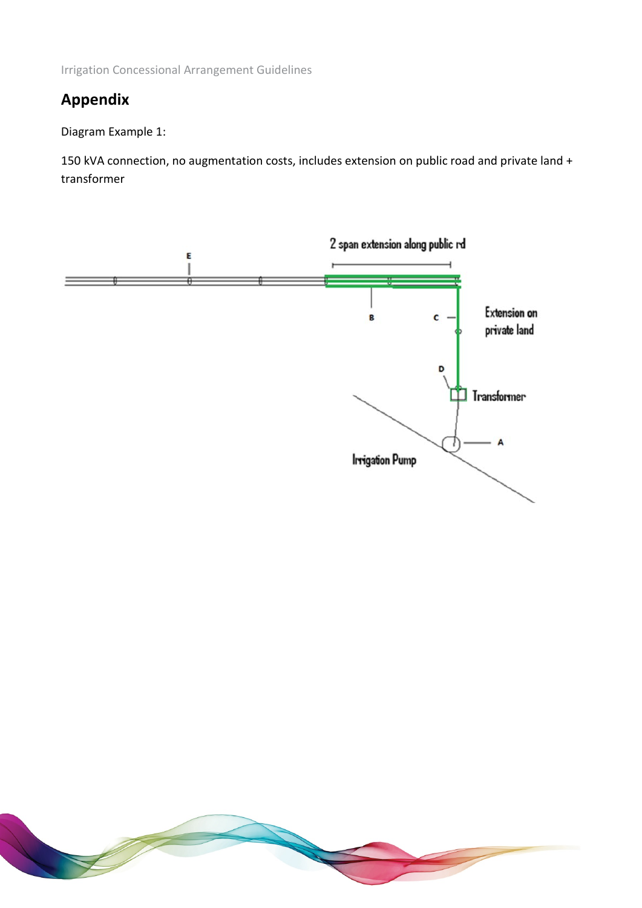## Appendix

Diagram Example 1:

150 kVA connection, no augmentation costs, includes extension on public road and private land + transformer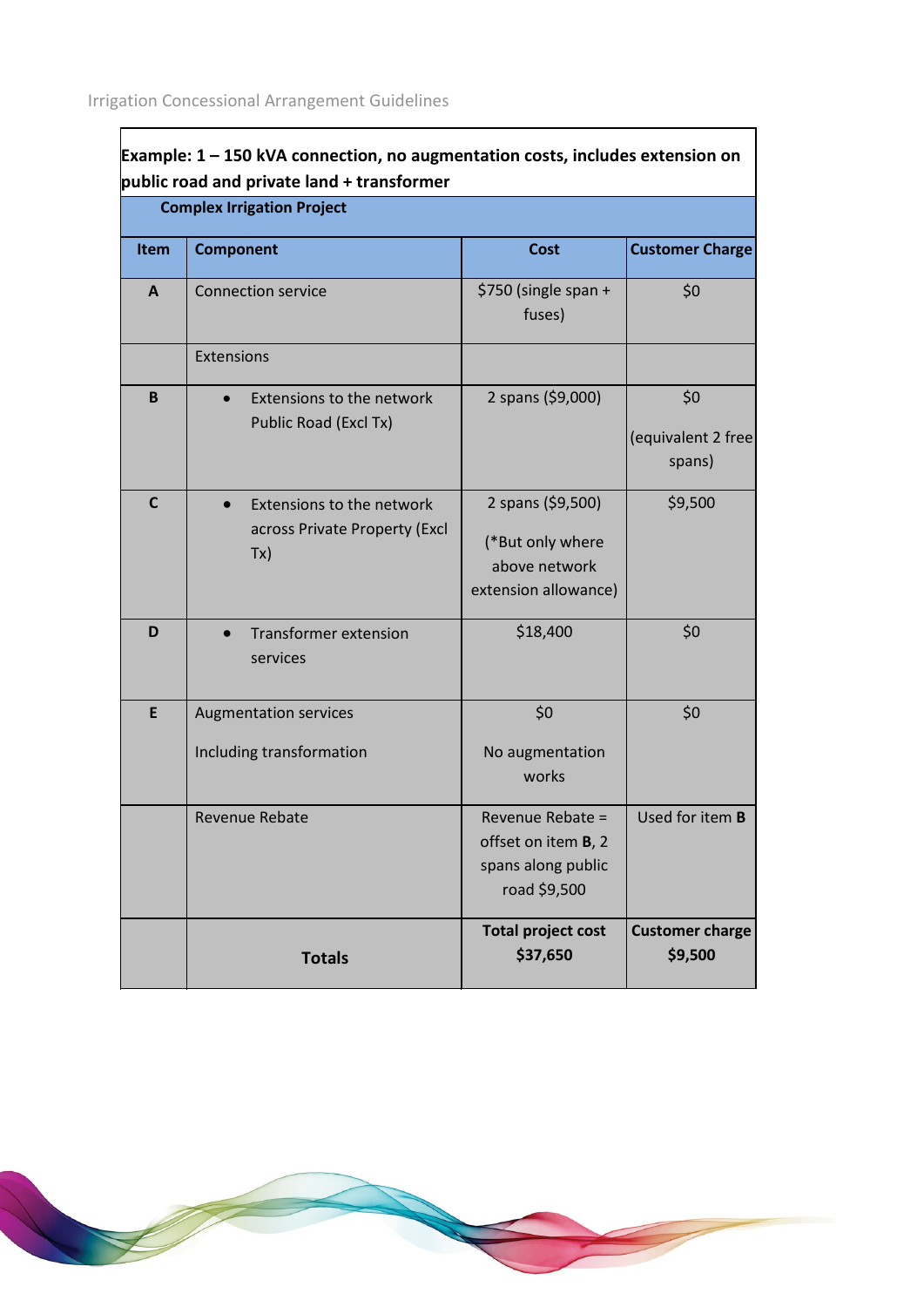**Example: 1 – 150 kVA connection, no augmentation costs, includes extension on public road and private land + transformer**

| **Complex Irrigation Project** | | | |
|---|---|---|---|
| **Item** | **Component** | **Cost** | **Customer Charge** |
| **A** | Connection service | $750 (single span + fuses) | $0 |
| | Extensions | | |
| **B** | • Extensions to the network Public Road (Excl Tx) | 2 spans ($9,000) | $0 (equivalent 2 free spans) |
| **C** | • Extensions to the network across Private Property (Excl Tx) | 2 spans ($9,500) (*But only where above network extension allowance) | $9,500 |
| **D** | • Transformer extension services | $18,400 | $0 |
| **E** | Augmentation services<br>Including transformation | $0<br>No augmentation works | $0 |
| | Revenue Rebate | Revenue Rebate = offset on item **B**, 2 spans along public road $9,500 | Used for item **B** |
| | **Totals** | **Total project cost $37,650** | **Customer charge $9,500** |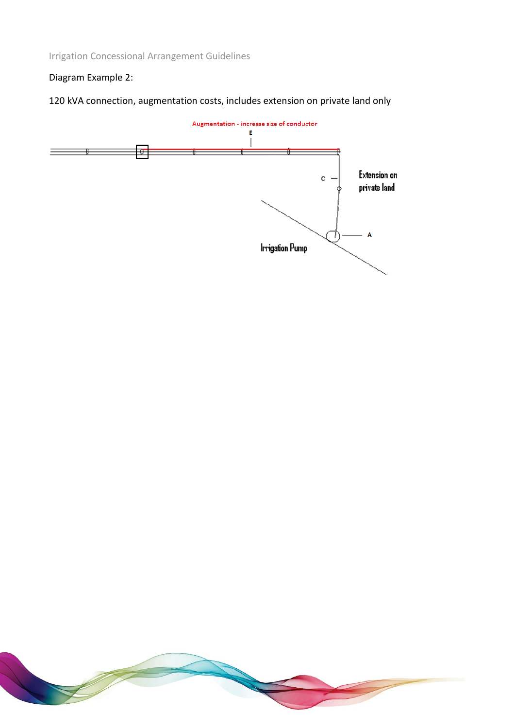Diagram Example 2:

120 kVA connection, augmentation costs, includes extension on private land only

Augmentation - increase size of conductor

E

C

Extension on private land

A

Irrigation Pump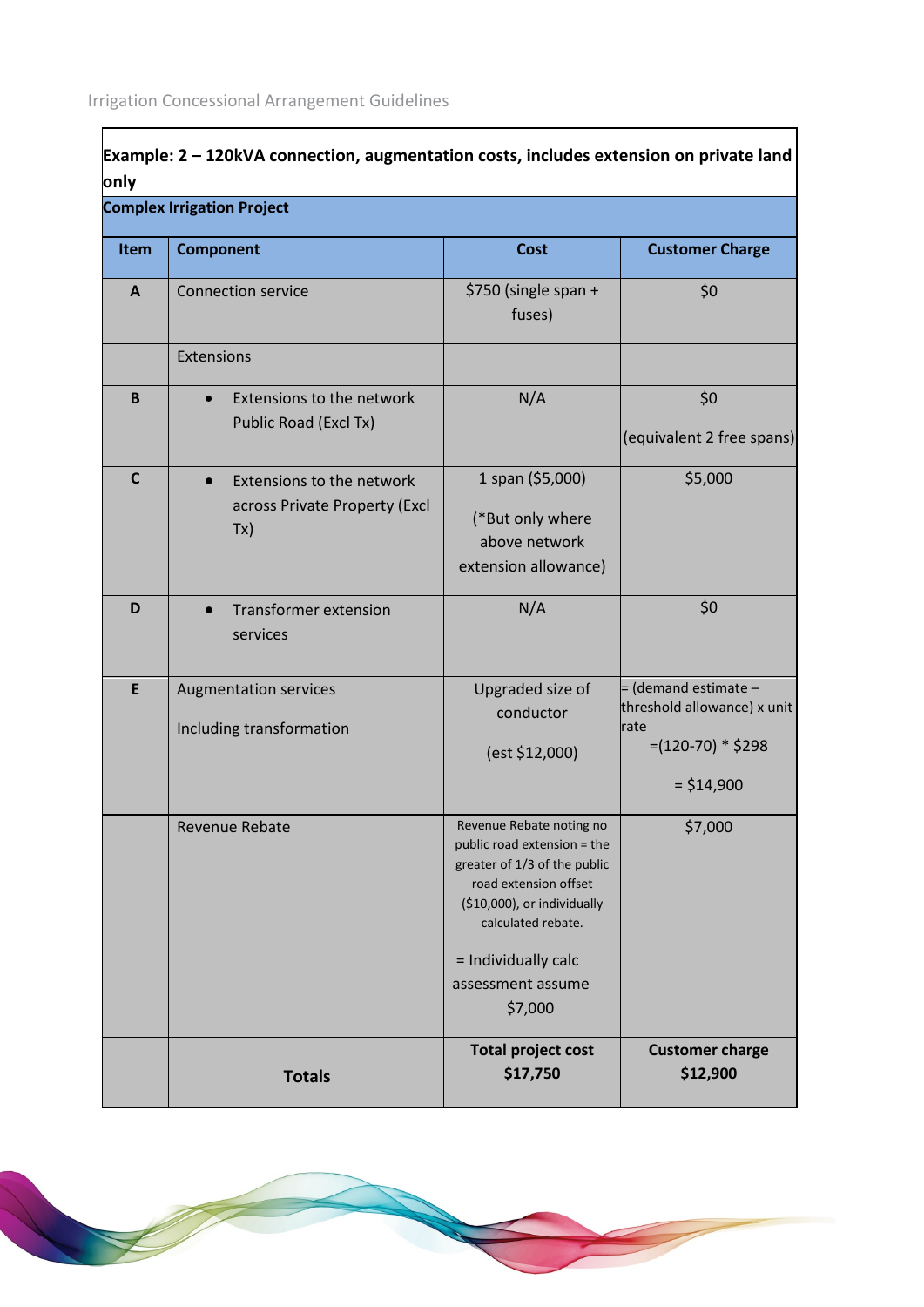| Example: 2 – 120kVA connection, augmentation costs, includes extension on private land only | | | |
|---|---|---|---|
| **Complex Irrigation Project** | | | |
| **Item** | **Component** | **Cost** | **Customer Charge** |
| **A** | Connection service | $750 (single span + fuses) | $0 |
| | Extensions | | |
| **B** | • Extensions to the network Public Road (Excl Tx) | N/A | $0 (equivalent 2 free spans) |
| **C** | • Extensions to the network across Private Property (Excl Tx) | 1 span ($5,000) (*But only where above network extension allowance) | $5,000 |
| **D** | • Transformer extension services | N/A | $0 |
| **E** | Augmentation services Including transformation | Upgraded size of conductor (est $12,000) | = (demand estimate – threshold allowance) x unit rate =(120-70) * $298 = $14,900 |
| | Revenue Rebate | Revenue Rebate noting no public road extension = the greater of 1/3 of the public road extension offset ($10,000), or individually calculated rebate. = Individually calc assessment assume $7,000 | $7,000 |
| | **Totals** | **Total project cost $17,750** | **Customer charge $12,900** |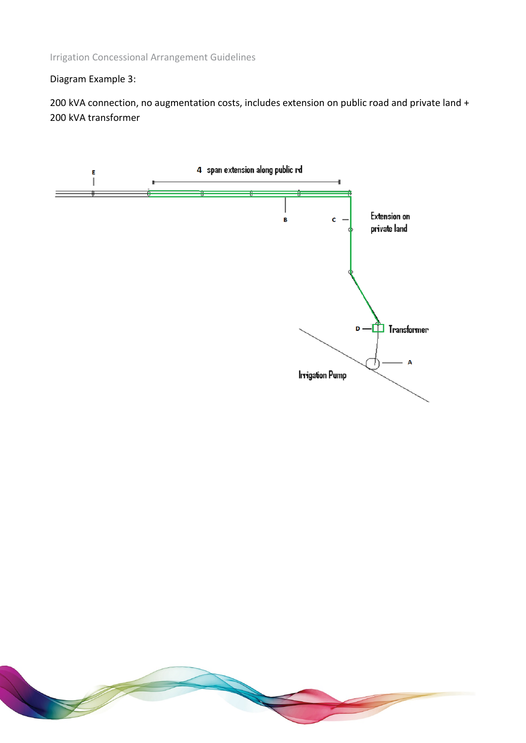Diagram Example 3:

200 kVA connection, no augmentation costs, includes extension on public road and private land + 200 kVA transformer

E

4 span extension along public rd

B

C

Extension on private land

D

Transformer

A

Irrigation Pump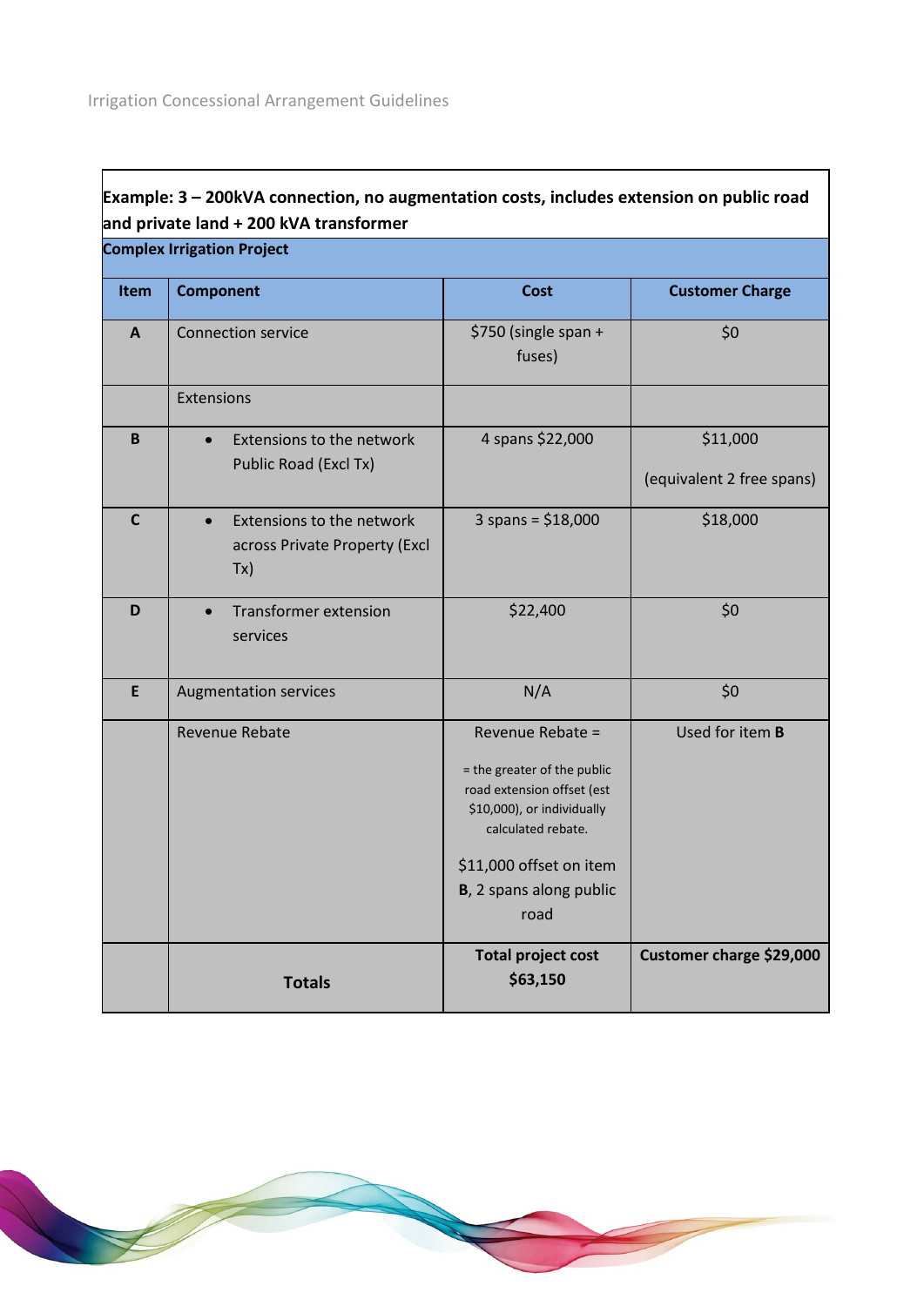**Example: 3 – 200kVA connection, no augmentation costs, includes extension on public road and private land + 200 kVA transformer**

| **Complex Irrigation Project** | | | |
|---|---|---|---|
| **Item** | **Component** | **Cost** | **Customer Charge** |
| **A** | Connection service | $750 (single span + fuses) | $0 |
| | Extensions | | |
| **B** | • Extensions to the network Public Road (Excl Tx) | 4 spans $22,000 | $11,000 (equivalent 2 free spans) |
| **C** | • Extensions to the network across Private Property (Excl Tx) | 3 spans = $18,000 | $18,000 |
| **D** | • Transformer extension services | $22,400 | $0 |
| **E** | Augmentation services | N/A | $0 |
| | Revenue Rebate | Revenue Rebate = = the greater of the public road extension offset (est $10,000), or individually calculated rebate. $11,000 offset on item **B**, 2 spans along public road | Used for item **B** |
| | **Totals** | **Total project cost $63,150** | **Customer charge $29,000** |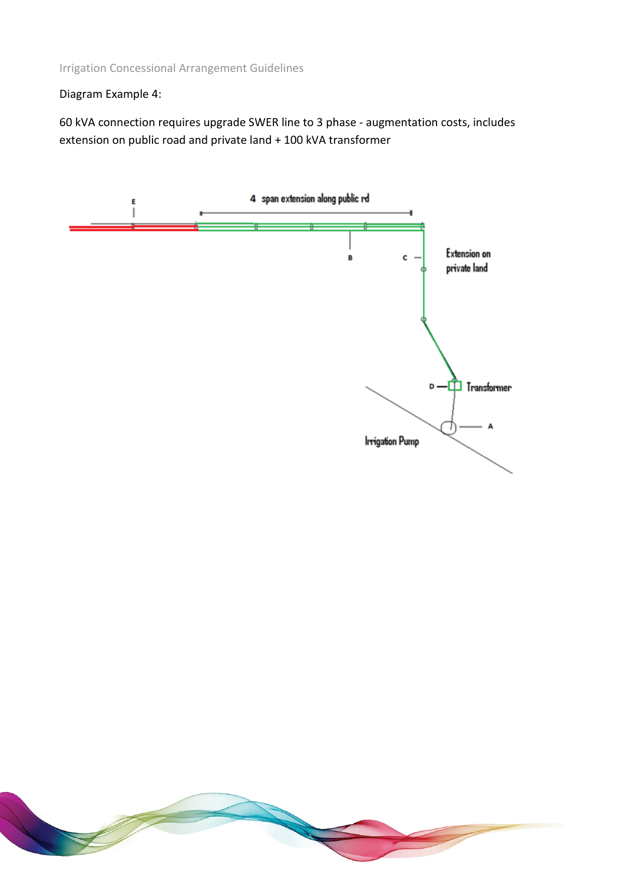Diagram Example 4:

60 kVA connection requires upgrade SWER line to 3 phase - augmentation costs, includes extension on public road and private land + 100 kVA transformer

4 span extension along public rd

E

B

C

Extension on private land

D

Transformer

A

Irrigation Pump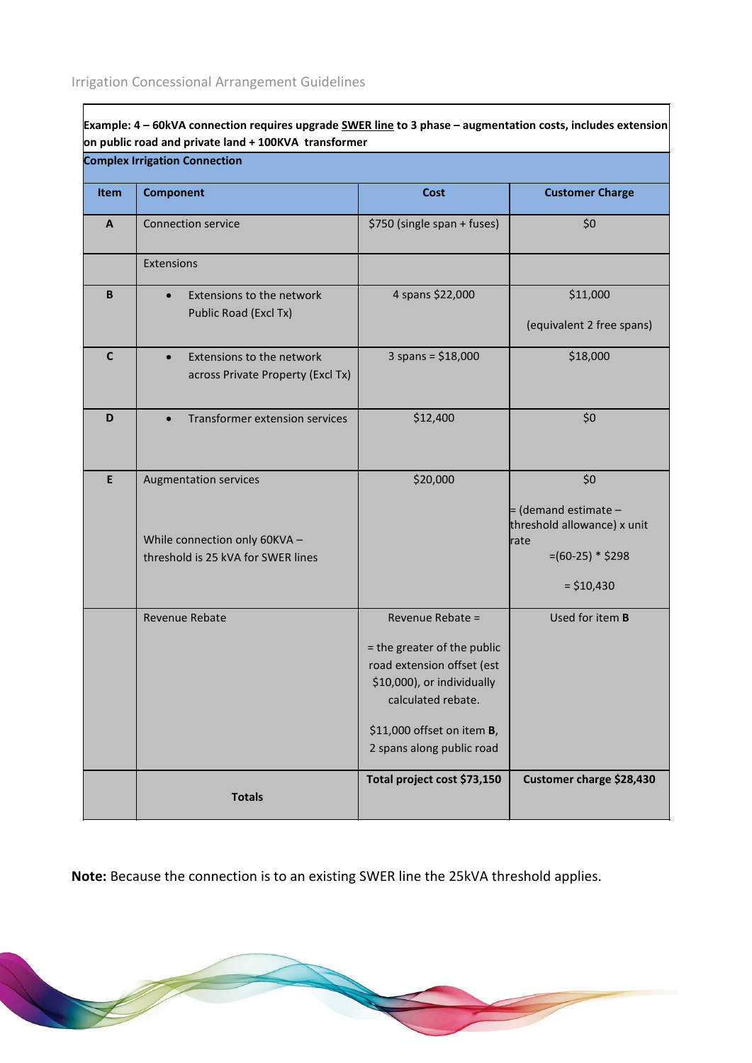| Example: 4 – 60kVA connection requires upgrade SWER line to 3 phase – augmentation costs, includes extension on public road and private land + 100KVA transformer | | | |
|---|---|---|---|
| **Complex Irrigation Connection** | | | |
| **Item** | **Component** | **Cost** | **Customer Charge** |
| **A** | Connection service | $750 (single span + fuses) | $0 |
| | Extensions | | |
| **B** | • Extensions to the network Public Road (Excl Tx) | 4 spans $22,000 | $11,000 (equivalent 2 free spans) |
| **C** | • Extensions to the network across Private Property (Excl Tx) | 3 spans = $18,000 | $18,000 |
| **D** | • Transformer extension services | $12,400 | $0 |
| **E** | Augmentation services While connection only 60KVA – threshold is 25 kVA for SWER lines | $20,000 | $0 = (demand estimate – threshold allowance) x unit rate =(60-25) * $298 = $10,430 |
| | Revenue Rebate | Revenue Rebate = = the greater of the public road extension offset (est $10,000), or individually calculated rebate. $11,000 offset on item **B**, 2 spans along public road | Used for item **B** |
| | **Totals** | **Total project cost $73,150** | **Customer charge $28,430** |

**Note:** Because the connection is to an existing SWER line the 25kVA threshold applies.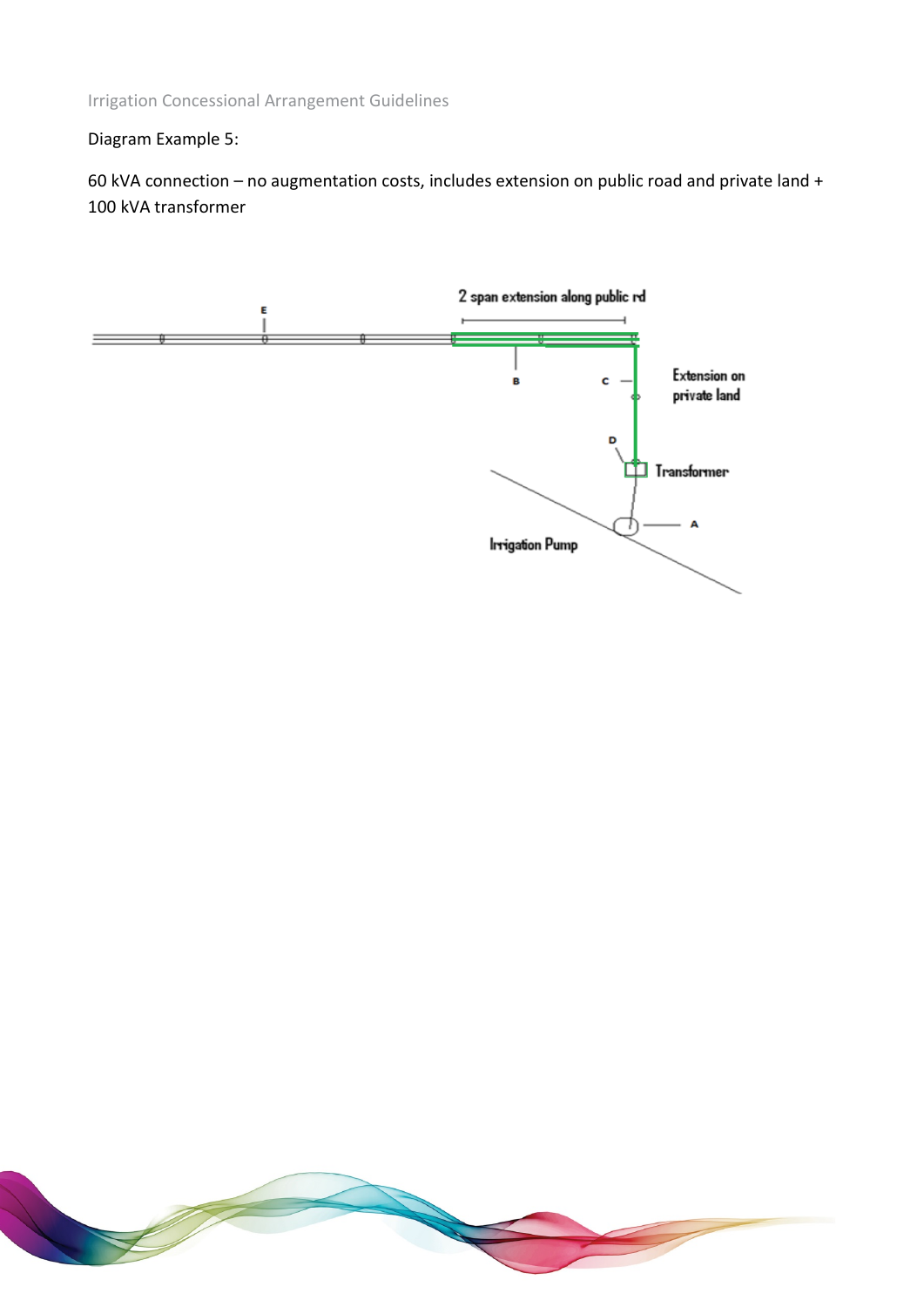Diagram Example 5:

60 kVA connection – no augmentation costs, includes extension on public road and private land + 100 kVA transformer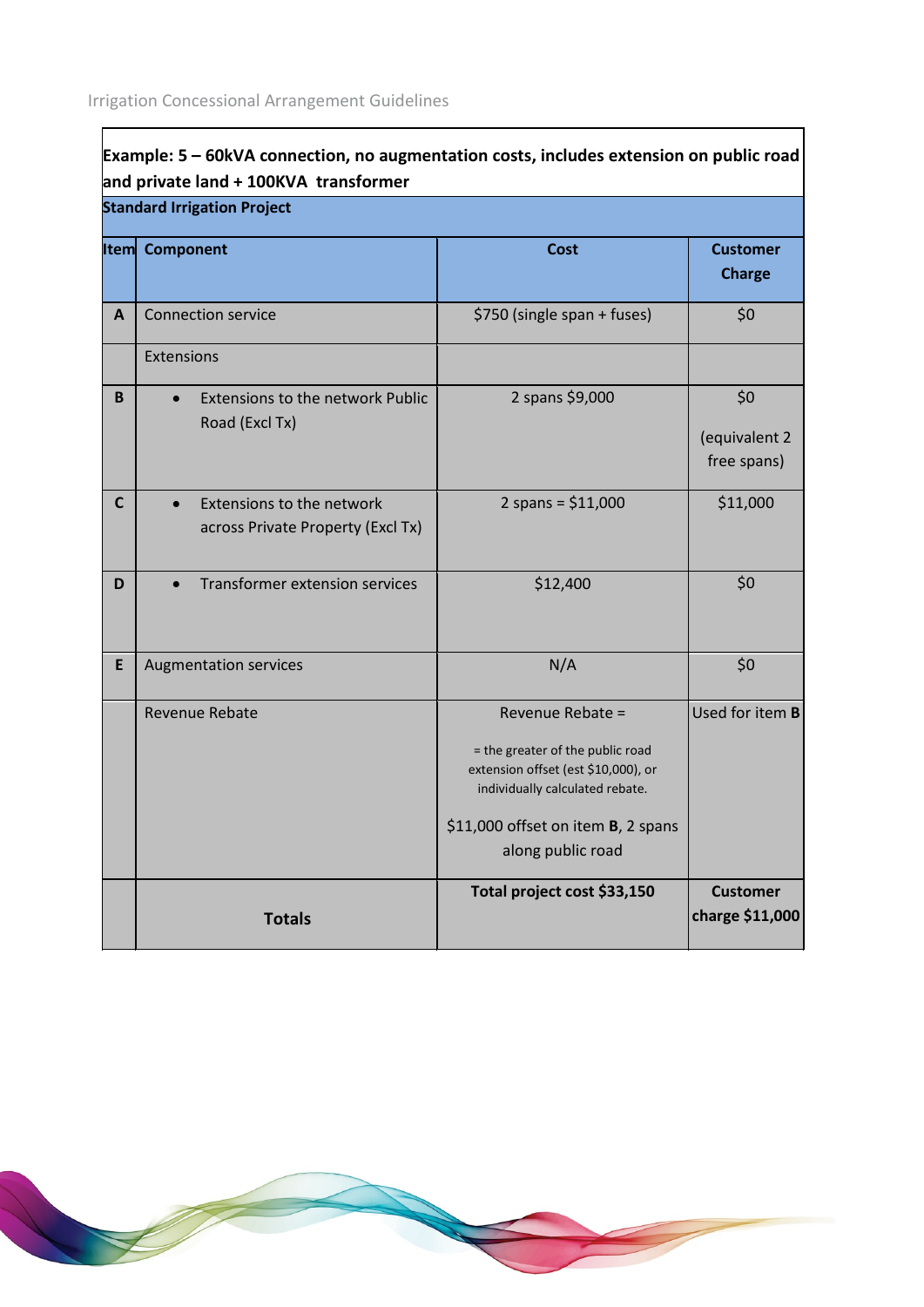**Example: 5 – 60kVA connection, no augmentation costs, includes extension on public road and private land + 100KVA transformer**

| Item | Component | Cost | Customer Charge |
|---|---|---|---|
| | **Standard Irrigation Project** | | |
| A | Connection service | $750 (single span + fuses) | $0 |
| | Extensions | | |
| B | • Extensions to the network Public Road (Excl Tx) | 2 spans $9,000 | $0 (equivalent 2 free spans) |
| C | • Extensions to the network across Private Property (Excl Tx) | 2 spans = $11,000 | $11,000 |
| D | • Transformer extension services | $12,400 | $0 |
| E | Augmentation services | N/A | $0 |
| | Revenue Rebate | Revenue Rebate = = the greater of the public road extension offset (est $10,000), or individually calculated rebate. $11,000 offset on item **B**, 2 spans along public road | Used for item **B** |
| | **Totals** | **Total project cost $33,150** | **Customer charge $11,000** |